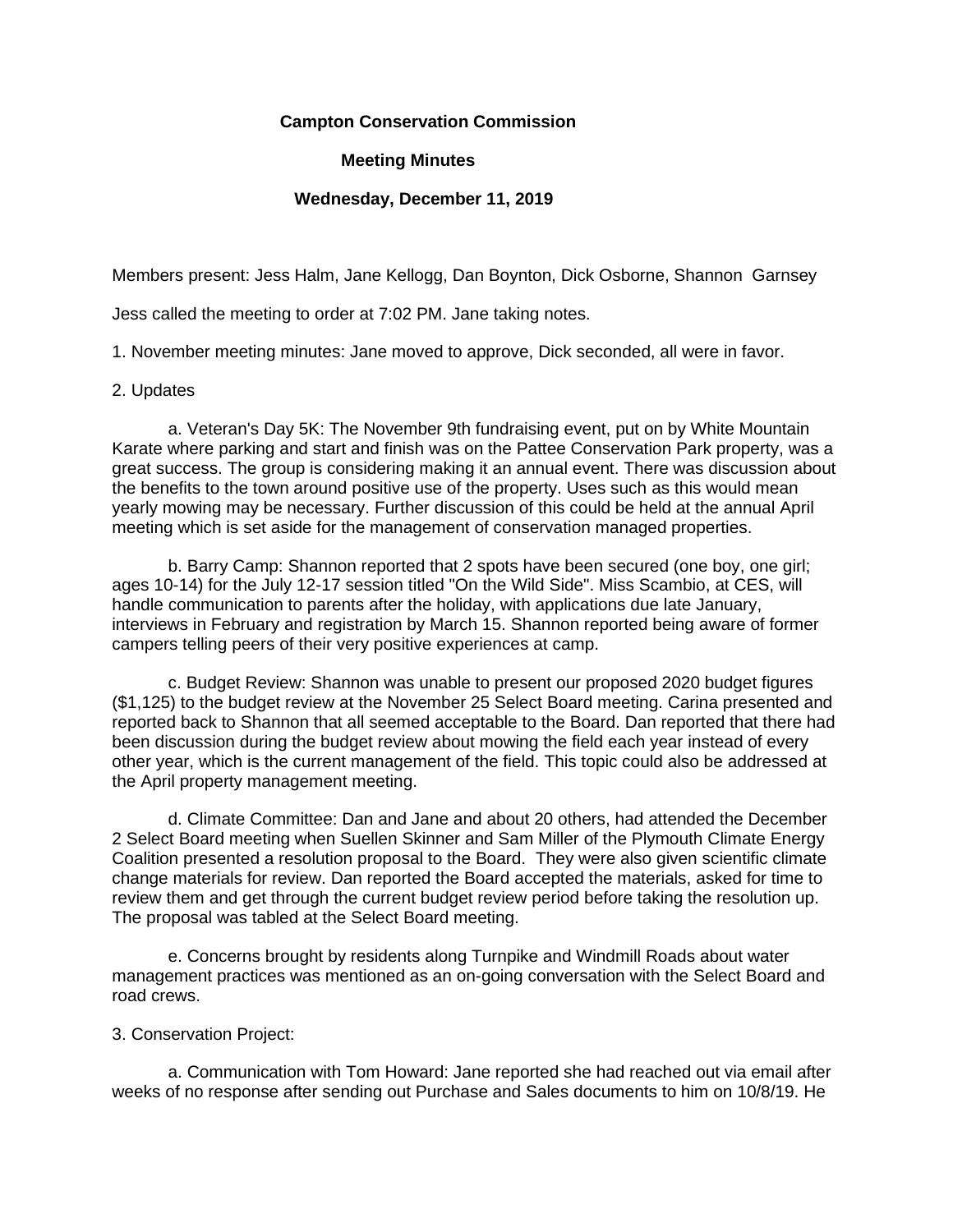**Campton Conservation Commission**

**Meeting Minutes**

**Wednesday, December 11, 2019**

Members present: Jess Halm, Jane Kellogg, Dan Boynton, Dick Osborne, Shannon Garnsey

Jess called the meeting to order at 7:02 PM. Jane taking notes.

1. November meeting minutes: Jane moved to approve, Dick seconded, all were in favor.

2. Updates

  a. Veteran's Day 5K: The November 9th fundraising event, put on by White Mountain Karate where parking and start and finish was on the Pattee Conservation Park property, was a great success. The group is considering making it an annual event. There was discussion about the benefits to the town around positive use of the property. Uses such as this would mean yearly mowing may be necessary. Further discussion of this could be held at the annual April meeting which is set aside for the management of conservation managed properties.

  b. Barry Camp: Shannon reported that 2 spots have been secured (one boy, one girl; ages 10-14) for the July 12-17 session titled "On the Wild Side". Miss Scambio, at CES, will handle communication to parents after the holiday, with applications due late January, interviews in February and registration by March 15. Shannon reported being aware of former campers telling peers of their very positive experiences at camp.

  c. Budget Review: Shannon was unable to present our proposed 2020 budget figures ($1,125) to the budget review at the November 25 Select Board meeting. Carina presented and reported back to Shannon that all seemed acceptable to the Board. Dan reported that there had been discussion during the budget review about mowing the field each year instead of every other year, which is the current management of the field. This topic could also be addressed at the April property management meeting.

  d. Climate Committee: Dan and Jane and about 20 others, had attended the December 2 Select Board meeting when Suellen Skinner and Sam Miller of the Plymouth Climate Energy Coalition presented a resolution proposal to the Board. They were also given scientific climate change materials for review. Dan reported the Board accepted the materials, asked for time to review them and get through the current budget review period before taking the resolution up. The proposal was tabled at the Select Board meeting.

  e. Concerns brought by residents along Turnpike and Windmill Roads about water management practices was mentioned as an on-going conversation with the Select Board and road crews.

3. Conservation Project:

  a. Communication with Tom Howard: Jane reported she had reached out via email after weeks of no response after sending out Purchase and Sales documents to him on 10/8/19. He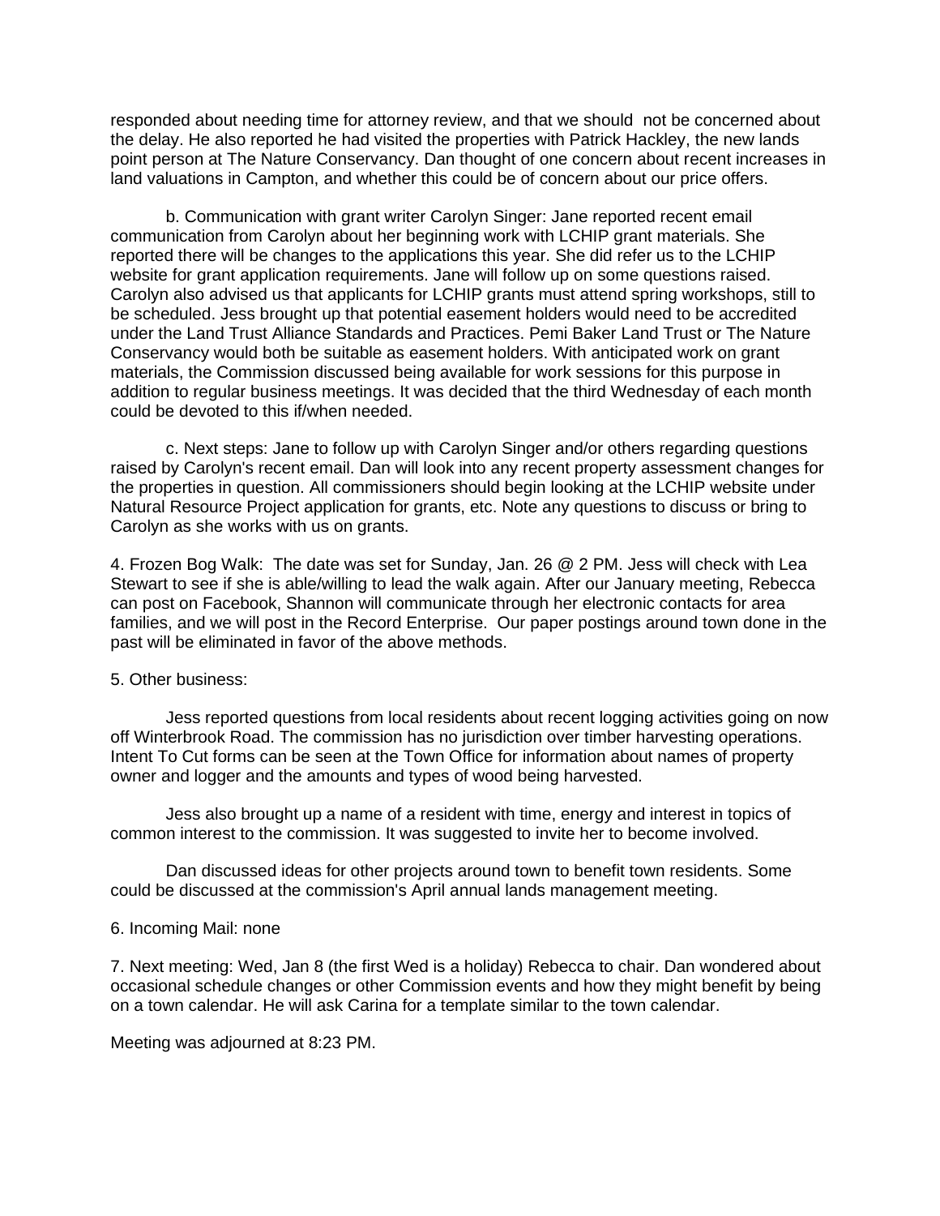responded about needing time for attorney review, and that we should not be concerned about the delay. He also reported he had visited the properties with Patrick Hackley, the new lands point person at The Nature Conservancy. Dan thought of one concern about recent increases in land valuations in Campton, and whether this could be of concern about our price offers.

b. Communication with grant writer Carolyn Singer: Jane reported recent email communication from Carolyn about her beginning work with LCHIP grant materials. She reported there will be changes to the applications this year. She did refer us to the LCHIP website for grant application requirements. Jane will follow up on some questions raised. Carolyn also advised us that applicants for LCHIP grants must attend spring workshops, still to be scheduled. Jess brought up that potential easement holders would need to be accredited under the Land Trust Alliance Standards and Practices. Pemi Baker Land Trust or The Nature Conservancy would both be suitable as easement holders. With anticipated work on grant materials, the Commission discussed being available for work sessions for this purpose in addition to regular business meetings. It was decided that the third Wednesday of each month could be devoted to this if/when needed.

c. Next steps: Jane to follow up with Carolyn Singer and/or others regarding questions raised by Carolyn's recent email. Dan will look into any recent property assessment changes for the properties in question. All commissioners should begin looking at the LCHIP website under Natural Resource Project application for grants, etc. Note any questions to discuss or bring to Carolyn as she works with us on grants.

4. Frozen Bog Walk: The date was set for Sunday, Jan. 26 @ 2 PM. Jess will check with Lea Stewart to see if she is able/willing to lead the walk again. After our January meeting, Rebecca can post on Facebook, Shannon will communicate through her electronic contacts for area families, and we will post in the Record Enterprise. Our paper postings around town done in the past will be eliminated in favor of the above methods.

5. Other business:

Jess reported questions from local residents about recent logging activities going on now off Winterbrook Road. The commission has no jurisdiction over timber harvesting operations. Intent To Cut forms can be seen at the Town Office for information about names of property owner and logger and the amounts and types of wood being harvested.

Jess also brought up a name of a resident with time, energy and interest in topics of common interest to the commission. It was suggested to invite her to become involved.

Dan discussed ideas for other projects around town to benefit town residents. Some could be discussed at the commission's April annual lands management meeting.

6. Incoming Mail: none

7. Next meeting: Wed, Jan 8 (the first Wed is a holiday) Rebecca to chair. Dan wondered about occasional schedule changes or other Commission events and how they might benefit by being on a town calendar. He will ask Carina for a template similar to the town calendar.

Meeting was adjourned at 8:23 PM.